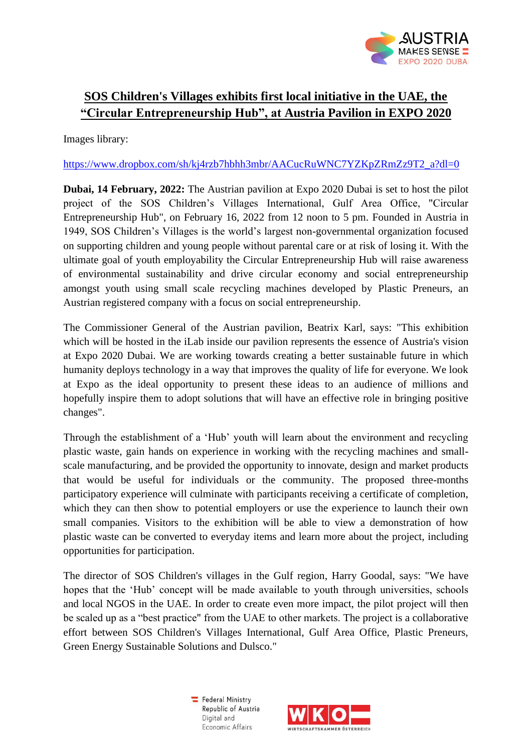# SOS Children's Villages exhibits first local initiative in the UAE, the "Circular Entrepreneurship Hub", at Austria Pavilion in EXPO 2020

Images library:

https://www.dropbox.com/sh/kj4rzb7hbhh3mbr/AACucRuWNC7YZKpZRmZz9T2_a?dl=0

**Dubai, 14 February, 2022:** The Austrian pavilion at Expo 2020 Dubai is set to host the pilot project of the SOS Children's Villages International, Gulf Area Office, "Circular Entrepreneurship Hub", on February 16, 2022 from 12 noon to 5 pm. Founded in Austria in 1949, SOS Children's Villages is the world's largest non-governmental organization focused on supporting children and young people without parental care or at risk of losing it. With the ultimate goal of youth employability the Circular Entrepreneurship Hub will raise awareness of environmental sustainability and drive circular economy and social entrepreneurship amongst youth using small scale recycling machines developed by Plastic Preneurs, an Austrian registered company with a focus on social entrepreneurship.

The Commissioner General of the Austrian pavilion, Beatrix Karl, says: "This exhibition which will be hosted in the iLab inside our pavilion represents the essence of Austria's vision at Expo 2020 Dubai. We are working towards creating a better sustainable future in which humanity deploys technology in a way that improves the quality of life for everyone. We look at Expo as the ideal opportunity to present these ideas to an audience of millions and hopefully inspire them to adopt solutions that will have an effective role in bringing positive changes".

Through the establishment of a 'Hub' youth will learn about the environment and recycling plastic waste, gain hands on experience in working with the recycling machines and small-scale manufacturing, and be provided the opportunity to innovate, design and market products that would be useful for individuals or the community. The proposed three-months participatory experience will culminate with participants receiving a certificate of completion, which they can then show to potential employers or use the experience to launch their own small companies. Visitors to the exhibition will be able to view a demonstration of how plastic waste can be converted to everyday items and learn more about the project, including opportunities for participation.

The director of SOS Children's villages in the Gulf region, Harry Goodal, says: "We have hopes that the 'Hub' concept will be made available to youth through universities, schools and local NGOS in the UAE. In order to create even more impact, the pilot project will then be scaled up as a "best practice" from the UAE to other markets. The project is a collaborative effort between SOS Children's Villages International, Gulf Area Office, Plastic Preneurs, Green Energy Sustainable Solutions and Dulsco."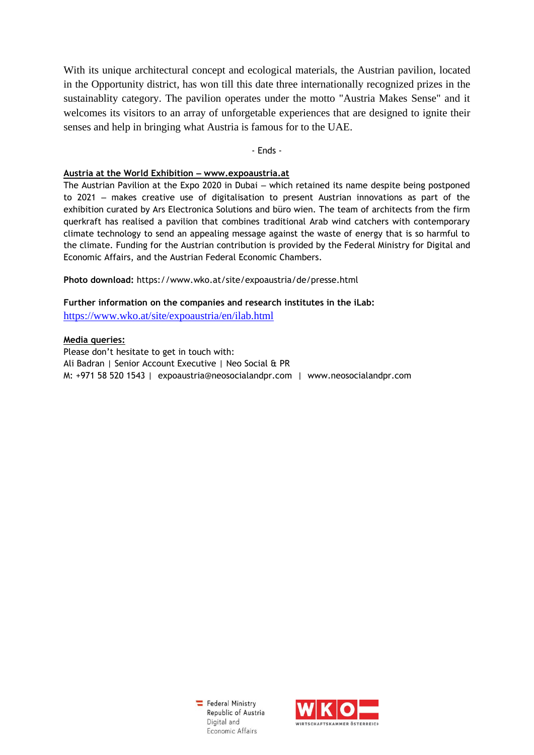With its unique architectural concept and ecological materials, the Austrian pavilion, located in the Opportunity district, has won till this date three internationally recognized prizes in the sustainablity category. The pavilion operates under the motto "Austria Makes Sense" and it welcomes its visitors to an array of unforgetable experiences that are designed to ignite their senses and help in bringing what Austria is famous for to the UAE.

- Ends -

**Austria at the World Exhibition – www.expoaustria.at**

The Austrian Pavilion at the Expo 2020 in Dubai – which retained its name despite being postponed to 2021 – makes creative use of digitalisation to present Austrian innovations as part of the exhibition curated by Ars Electronica Solutions and büro wien. The team of architects from the firm querkraft has realised a pavilion that combines traditional Arab wind catchers with contemporary climate technology to send an appealing message against the waste of energy that is so harmful to the climate. Funding for the Austrian contribution is provided by the Federal Ministry for Digital and Economic Affairs, and the Austrian Federal Economic Chambers.

**Photo download:** https://www.wko.at/site/expoaustria/de/presse.html

**Further information on the companies and research institutes in the iLab:**
https://www.wko.at/site/expoaustria/en/ilab.html

**Media queries:**

Please don't hesitate to get in touch with:
Ali Badran | Senior Account Executive | Neo Social & PR
M: +971 58 520 1543 | expoaustria@neosocialandpr.com | www.neosocialandpr.com

Federal Ministry
Republic of Austria
Digital and
Economic Affairs

WKO
WIRTSCHAFTSKAMMER ÖSTERREICH